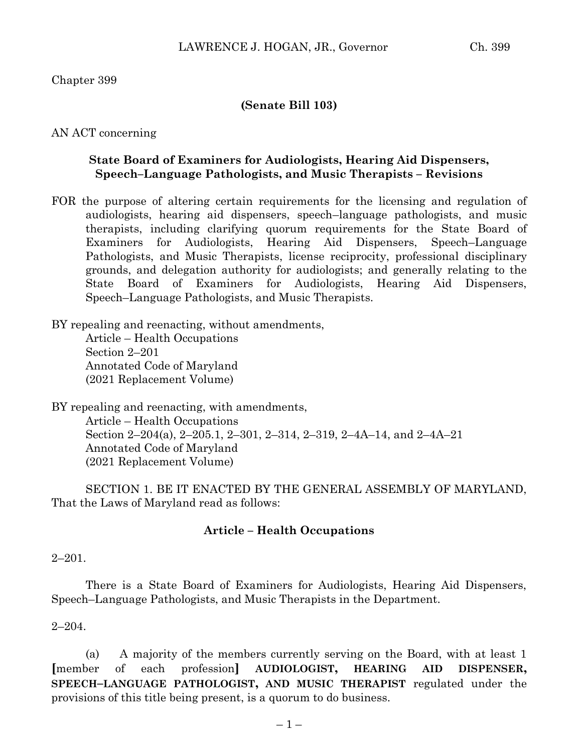Chapter 399

**(Senate Bill 103)**

AN ACT concerning

**State Board of Examiners for Audiologists, Hearing Aid Dispensers, Speech–Language Pathologists, and Music Therapists – Revisions**

FOR the purpose of altering certain requirements for the licensing and regulation of audiologists, hearing aid dispensers, speech–language pathologists, and music therapists, including clarifying quorum requirements for the State Board of Examiners for Audiologists, Hearing Aid Dispensers, Speech–Language Pathologists, and Music Therapists, license reciprocity, professional disciplinary grounds, and delegation authority for audiologists; and generally relating to the State Board of Examiners for Audiologists, Hearing Aid Dispensers, Speech–Language Pathologists, and Music Therapists.

BY repealing and reenacting, without amendments,
Article – Health Occupations
Section 2–201
Annotated Code of Maryland
(2021 Replacement Volume)

BY repealing and reenacting, with amendments,
Article – Health Occupations
Section 2–204(a), 2–205.1, 2–301, 2–314, 2–319, 2–4A–14, and 2–4A–21
Annotated Code of Maryland
(2021 Replacement Volume)

SECTION 1. BE IT ENACTED BY THE GENERAL ASSEMBLY OF MARYLAND, That the Laws of Maryland read as follows:

**Article – Health Occupations**

2–201.

There is a State Board of Examiners for Audiologists, Hearing Aid Dispensers, Speech–Language Pathologists, and Music Therapists in the Department.

2–204.

(a) A majority of the members currently serving on the Board, with at least 1 **[**member of each profession**]** **AUDIOLOGIST, HEARING AID DISPENSER, SPEECH–LANGUAGE PATHOLOGIST, AND MUSIC THERAPIST** regulated under the provisions of this title being present, is a quorum to do business.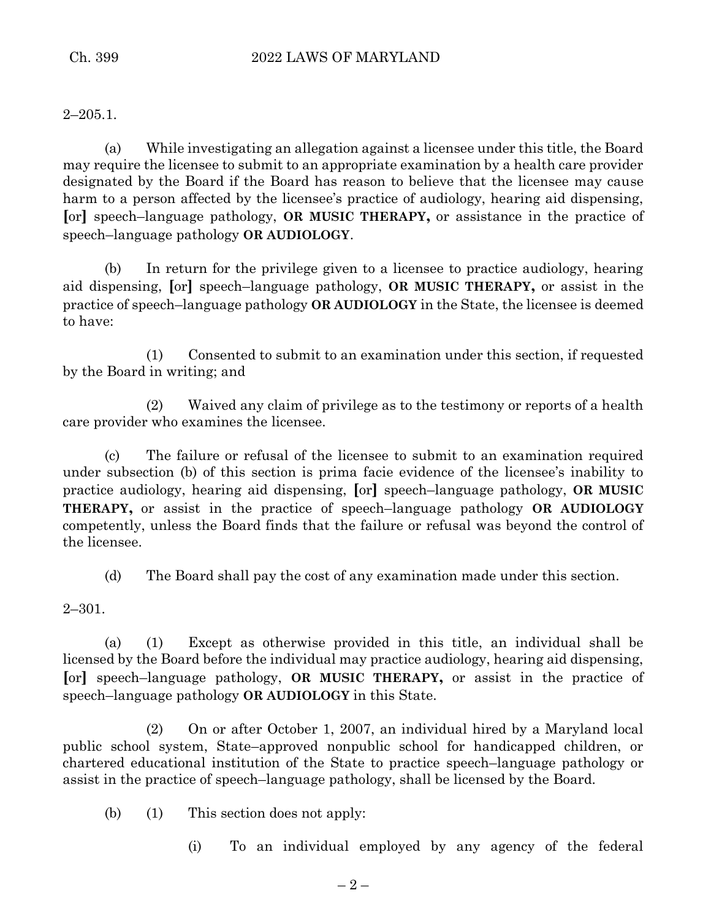2–205.1.

(a) While investigating an allegation against a licensee under this title, the Board may require the licensee to submit to an appropriate examination by a health care provider designated by the Board if the Board has reason to believe that the licensee may cause harm to a person affected by the licensee's practice of audiology, hearing aid dispensing, [or] speech–language pathology, **OR MUSIC THERAPY,** or assistance in the practice of speech–language pathology **OR AUDIOLOGY**.

(b) In return for the privilege given to a licensee to practice audiology, hearing aid dispensing, [or] speech–language pathology, **OR MUSIC THERAPY,** or assist in the practice of speech–language pathology **OR AUDIOLOGY** in the State, the licensee is deemed to have:

(1) Consented to submit to an examination under this section, if requested by the Board in writing; and

(2) Waived any claim of privilege as to the testimony or reports of a health care provider who examines the licensee.

(c) The failure or refusal of the licensee to submit to an examination required under subsection (b) of this section is prima facie evidence of the licensee's inability to practice audiology, hearing aid dispensing, [or] speech–language pathology, **OR MUSIC THERAPY,** or assist in the practice of speech–language pathology **OR AUDIOLOGY** competently, unless the Board finds that the failure or refusal was beyond the control of the licensee.

(d) The Board shall pay the cost of any examination made under this section.

2–301.

(a) (1) Except as otherwise provided in this title, an individual shall be licensed by the Board before the individual may practice audiology, hearing aid dispensing, [or] speech–language pathology, **OR MUSIC THERAPY,** or assist in the practice of speech–language pathology **OR AUDIOLOGY** in this State.

(2) On or after October 1, 2007, an individual hired by a Maryland local public school system, State–approved nonpublic school for handicapped children, or chartered educational institution of the State to practice speech–language pathology or assist in the practice of speech–language pathology, shall be licensed by the Board.

(b) (1) This section does not apply:

(i) To an individual employed by any agency of the federal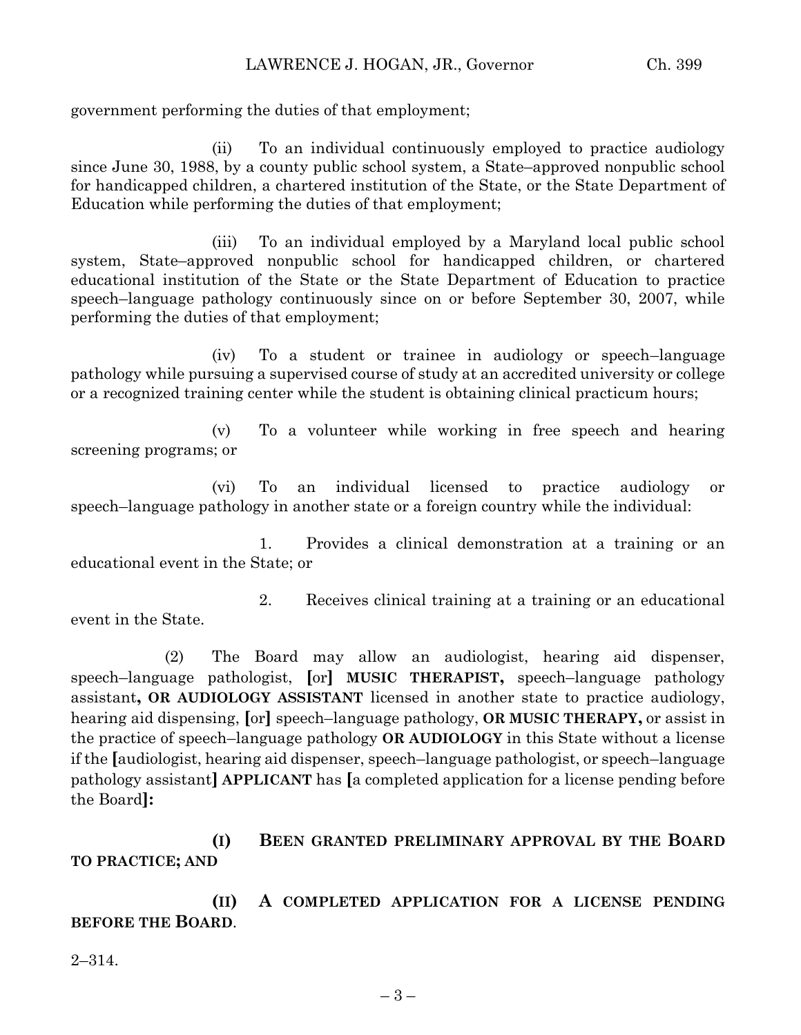government performing the duties of that employment;

(ii) To an individual continuously employed to practice audiology since June 30, 1988, by a county public school system, a State–approved nonpublic school for handicapped children, a chartered institution of the State, or the State Department of Education while performing the duties of that employment;

(iii) To an individual employed by a Maryland local public school system, State–approved nonpublic school for handicapped children, or chartered educational institution of the State or the State Department of Education to practice speech–language pathology continuously since on or before September 30, 2007, while performing the duties of that employment;

(iv) To a student or trainee in audiology or speech–language pathology while pursuing a supervised course of study at an accredited university or college or a recognized training center while the student is obtaining clinical practicum hours;

(v) To a volunteer while working in free speech and hearing screening programs; or

(vi) To an individual licensed to practice audiology or speech–language pathology in another state or a foreign country while the individual:

1. Provides a clinical demonstration at a training or an educational event in the State; or

2. Receives clinical training at a training or an educational event in the State.

(2) The Board may allow an audiologist, hearing aid dispenser, speech–language pathologist, [or] **MUSIC THERAPIST,** speech–language pathology assistant**, OR AUDIOLOGY ASSISTANT** licensed in another state to practice audiology, hearing aid dispensing, [or] speech–language pathology, **OR MUSIC THERAPY,** or assist in the practice of speech–language pathology **OR AUDIOLOGY** in this State without a license if the [audiologist, hearing aid dispenser, speech–language pathologist, or speech–language pathology assistant] **APPLICANT** has [a completed application for a license pending before the Board]**:**

**(I) BEEN GRANTED PRELIMINARY APPROVAL BY THE BOARD TO PRACTICE; AND**

**(II) A COMPLETED APPLICATION FOR A LICENSE PENDING BEFORE THE BOARD**.

2–314.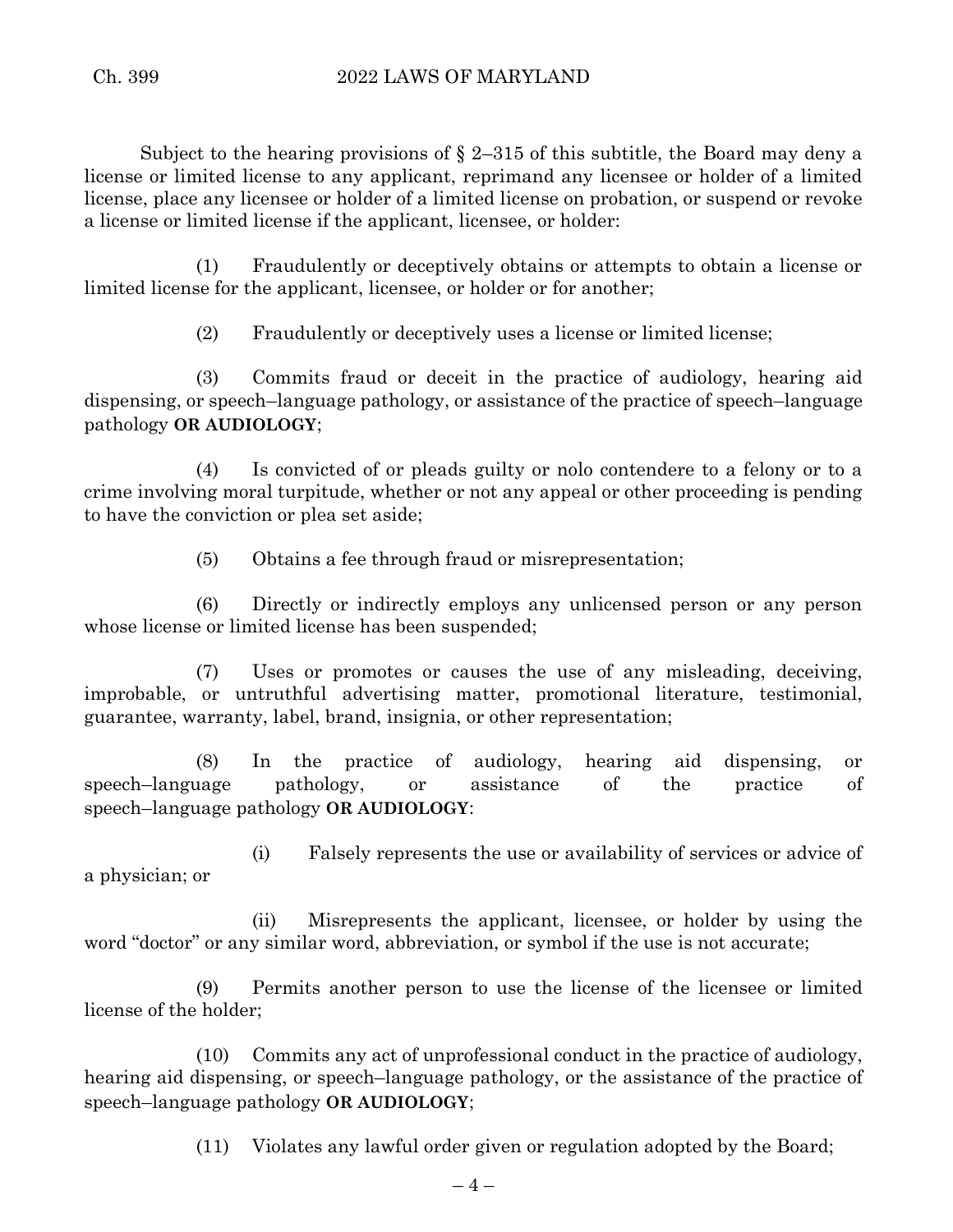Subject to the hearing provisions of § 2–315 of this subtitle, the Board may deny a license or limited license to any applicant, reprimand any licensee or holder of a limited license, place any licensee or holder of a limited license on probation, or suspend or revoke a license or limited license if the applicant, licensee, or holder:

(1) Fraudulently or deceptively obtains or attempts to obtain a license or limited license for the applicant, licensee, or holder or for another;

(2) Fraudulently or deceptively uses a license or limited license;

(3) Commits fraud or deceit in the practice of audiology, hearing aid dispensing, or speech–language pathology, or assistance of the practice of speech–language pathology **OR AUDIOLOGY**;

(4) Is convicted of or pleads guilty or nolo contendere to a felony or to a crime involving moral turpitude, whether or not any appeal or other proceeding is pending to have the conviction or plea set aside;

(5) Obtains a fee through fraud or misrepresentation;

(6) Directly or indirectly employs any unlicensed person or any person whose license or limited license has been suspended;

(7) Uses or promotes or causes the use of any misleading, deceiving, improbable, or untruthful advertising matter, promotional literature, testimonial, guarantee, warranty, label, brand, insignia, or other representation;

(8) In the practice of audiology, hearing aid dispensing, or speech–language pathology, or assistance of the practice of speech–language pathology **OR AUDIOLOGY**:

(i) Falsely represents the use or availability of services or advice of a physician; or

(ii) Misrepresents the applicant, licensee, or holder by using the word "doctor" or any similar word, abbreviation, or symbol if the use is not accurate;

(9) Permits another person to use the license of the licensee or limited license of the holder;

(10) Commits any act of unprofessional conduct in the practice of audiology, hearing aid dispensing, or speech–language pathology, or the assistance of the practice of speech–language pathology **OR AUDIOLOGY**;

(11) Violates any lawful order given or regulation adopted by the Board;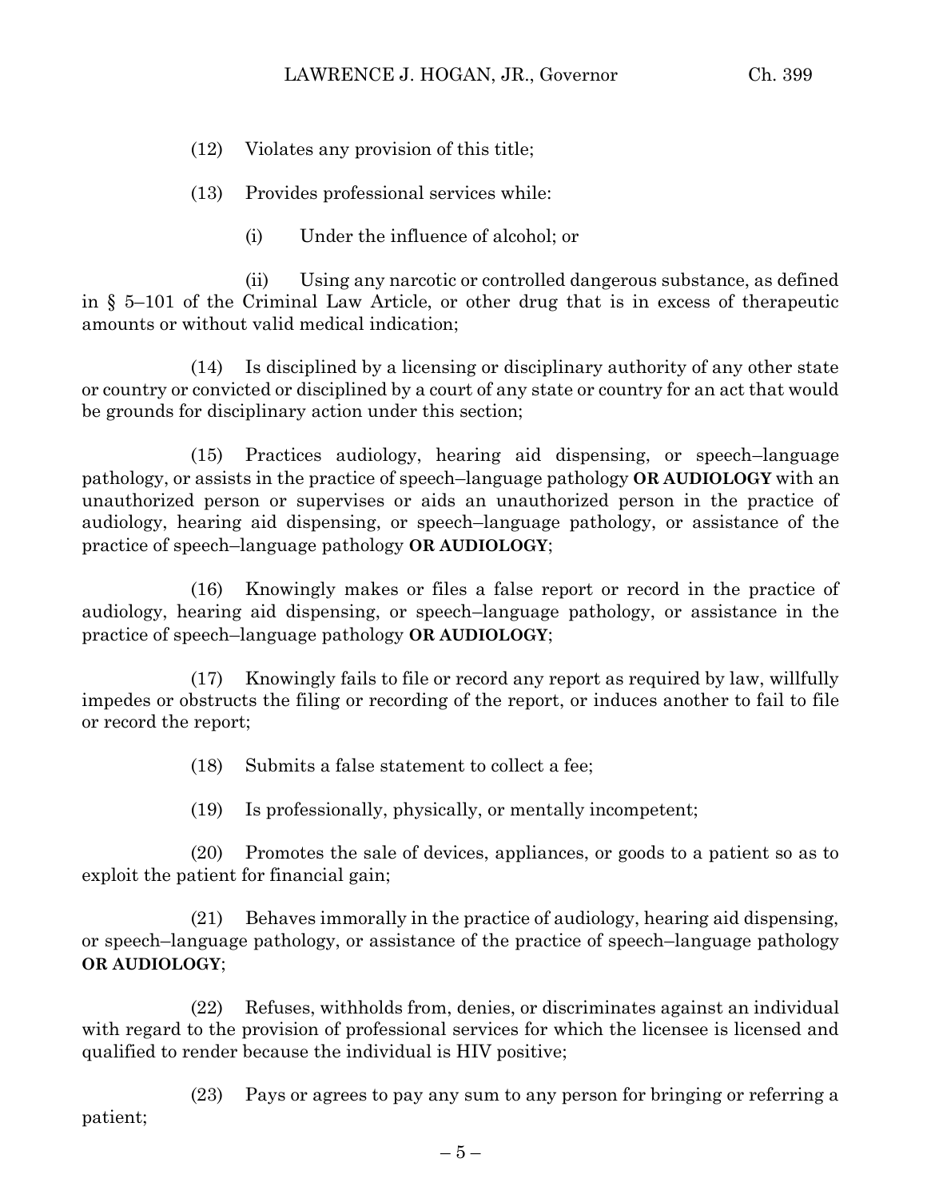(12) Violates any provision of this title;

(13) Provides professional services while:

(i) Under the influence of alcohol; or

(ii) Using any narcotic or controlled dangerous substance, as defined in § 5–101 of the Criminal Law Article, or other drug that is in excess of therapeutic amounts or without valid medical indication;

(14) Is disciplined by a licensing or disciplinary authority of any other state or country or convicted or disciplined by a court of any state or country for an act that would be grounds for disciplinary action under this section;

(15) Practices audiology, hearing aid dispensing, or speech–language pathology, or assists in the practice of speech–language pathology **OR AUDIOLOGY** with an unauthorized person or supervises or aids an unauthorized person in the practice of audiology, hearing aid dispensing, or speech–language pathology, or assistance of the practice of speech–language pathology **OR AUDIOLOGY**;

(16) Knowingly makes or files a false report or record in the practice of audiology, hearing aid dispensing, or speech–language pathology, or assistance in the practice of speech–language pathology **OR AUDIOLOGY**;

(17) Knowingly fails to file or record any report as required by law, willfully impedes or obstructs the filing or recording of the report, or induces another to fail to file or record the report;

(18) Submits a false statement to collect a fee;

(19) Is professionally, physically, or mentally incompetent;

(20) Promotes the sale of devices, appliances, or goods to a patient so as to exploit the patient for financial gain;

(21) Behaves immorally in the practice of audiology, hearing aid dispensing, or speech–language pathology, or assistance of the practice of speech–language pathology **OR AUDIOLOGY**;

(22) Refuses, withholds from, denies, or discriminates against an individual with regard to the provision of professional services for which the licensee is licensed and qualified to render because the individual is HIV positive;

(23) Pays or agrees to pay any sum to any person for bringing or referring a patient;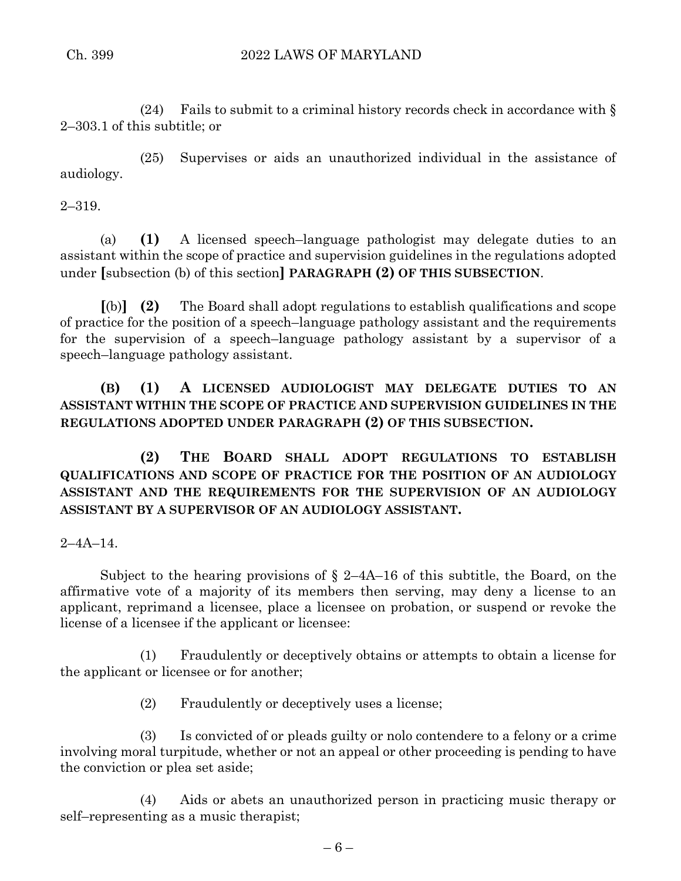(24) Fails to submit to a criminal history records check in accordance with § 2–303.1 of this subtitle; or

(25) Supervises or aids an unauthorized individual in the assistance of audiology.

2–319.

(a) **(1)** A licensed speech–language pathologist may delegate duties to an assistant within the scope of practice and supervision guidelines in the regulations adopted under **[**subsection (b) of this section**]** **PARAGRAPH (2) OF THIS SUBSECTION**.

**[**(b)**]** **(2)** The Board shall adopt regulations to establish qualifications and scope of practice for the position of a speech–language pathology assistant and the requirements for the supervision of a speech–language pathology assistant by a supervisor of a speech–language pathology assistant.

**(B) (1) A LICENSED AUDIOLOGIST MAY DELEGATE DUTIES TO AN ASSISTANT WITHIN THE SCOPE OF PRACTICE AND SUPERVISION GUIDELINES IN THE REGULATIONS ADOPTED UNDER PARAGRAPH (2) OF THIS SUBSECTION.**

**(2) THE BOARD SHALL ADOPT REGULATIONS TO ESTABLISH QUALIFICATIONS AND SCOPE OF PRACTICE FOR THE POSITION OF AN AUDIOLOGY ASSISTANT AND THE REQUIREMENTS FOR THE SUPERVISION OF AN AUDIOLOGY ASSISTANT BY A SUPERVISOR OF AN AUDIOLOGY ASSISTANT.**

2–4A–14.

Subject to the hearing provisions of § 2–4A–16 of this subtitle, the Board, on the affirmative vote of a majority of its members then serving, may deny a license to an applicant, reprimand a licensee, place a licensee on probation, or suspend or revoke the license of a licensee if the applicant or licensee:

(1) Fraudulently or deceptively obtains or attempts to obtain a license for the applicant or licensee or for another;

(2) Fraudulently or deceptively uses a license;

(3) Is convicted of or pleads guilty or nolo contendere to a felony or a crime involving moral turpitude, whether or not an appeal or other proceeding is pending to have the conviction or plea set aside;

(4) Aids or abets an unauthorized person in practicing music therapy or self–representing as a music therapist;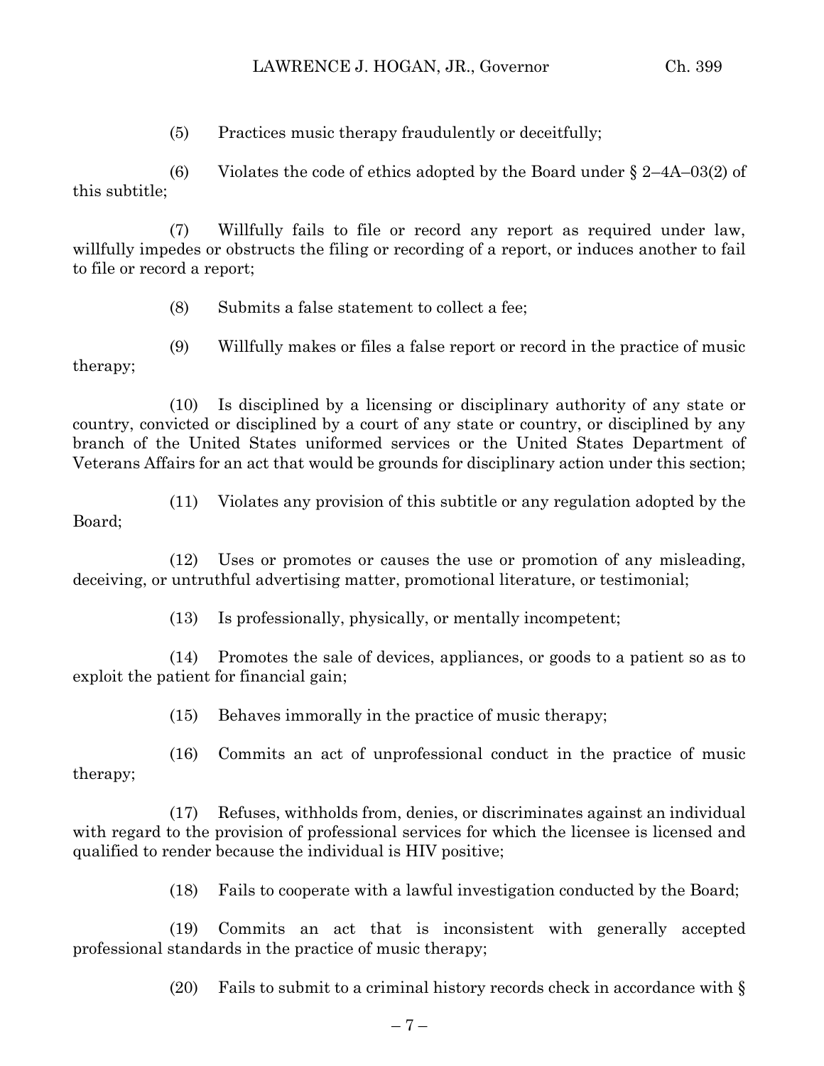(5) Practices music therapy fraudulently or deceitfully;

(6) Violates the code of ethics adopted by the Board under § 2–4A–03(2) of this subtitle;

(7) Willfully fails to file or record any report as required under law, willfully impedes or obstructs the filing or recording of a report, or induces another to fail to file or record a report;

(8) Submits a false statement to collect a fee;

(9) Willfully makes or files a false report or record in the practice of music therapy;

(10) Is disciplined by a licensing or disciplinary authority of any state or country, convicted or disciplined by a court of any state or country, or disciplined by any branch of the United States uniformed services or the United States Department of Veterans Affairs for an act that would be grounds for disciplinary action under this section;

(11) Violates any provision of this subtitle or any regulation adopted by the Board;

(12) Uses or promotes or causes the use or promotion of any misleading, deceiving, or untruthful advertising matter, promotional literature, or testimonial;

(13) Is professionally, physically, or mentally incompetent;

(14) Promotes the sale of devices, appliances, or goods to a patient so as to exploit the patient for financial gain;

(15) Behaves immorally in the practice of music therapy;

(16) Commits an act of unprofessional conduct in the practice of music therapy;

(17) Refuses, withholds from, denies, or discriminates against an individual with regard to the provision of professional services for which the licensee is licensed and qualified to render because the individual is HIV positive;

(18) Fails to cooperate with a lawful investigation conducted by the Board;

(19) Commits an act that is inconsistent with generally accepted professional standards in the practice of music therapy;

(20) Fails to submit to a criminal history records check in accordance with §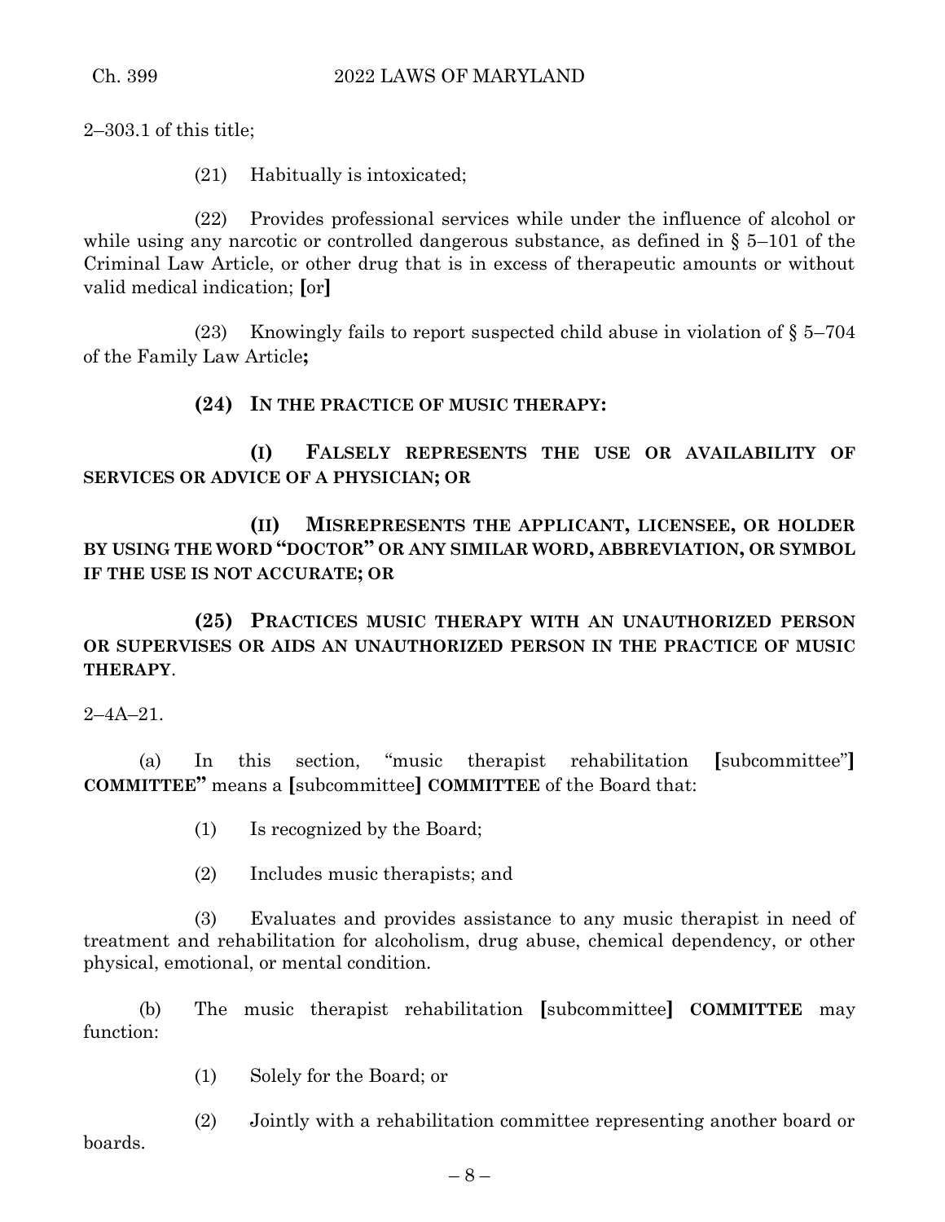2–303.1 of this title;

(21) Habitually is intoxicated;

(22) Provides professional services while under the influence of alcohol or while using any narcotic or controlled dangerous substance, as defined in § 5–101 of the Criminal Law Article, or other drug that is in excess of therapeutic amounts or without valid medical indication; **[**or**]**

(23) Knowingly fails to report suspected child abuse in violation of § 5–704 of the Family Law Article**;**

**(24) IN THE PRACTICE OF MUSIC THERAPY:**

**(I) FALSELY REPRESENTS THE USE OR AVAILABILITY OF SERVICES OR ADVICE OF A PHYSICIAN; OR**

**(II) MISREPRESENTS THE APPLICANT, LICENSEE, OR HOLDER BY USING THE WORD "DOCTOR" OR ANY SIMILAR WORD, ABBREVIATION, OR SYMBOL IF THE USE IS NOT ACCURATE; OR**

**(25) PRACTICES MUSIC THERAPY WITH AN UNAUTHORIZED PERSON OR SUPERVISES OR AIDS AN UNAUTHORIZED PERSON IN THE PRACTICE OF MUSIC THERAPY**.

2–4A–21.

(a) In this section, "music therapist rehabilitation **[**subcommittee"**]** **COMMITTEE"** means a **[**subcommittee**]** **COMMITTEE** of the Board that:

(1) Is recognized by the Board;

(2) Includes music therapists; and

(3) Evaluates and provides assistance to any music therapist in need of treatment and rehabilitation for alcoholism, drug abuse, chemical dependency, or other physical, emotional, or mental condition.

(b) The music therapist rehabilitation **[**subcommittee**]** **COMMITTEE** may function:

(1) Solely for the Board; or

(2) Jointly with a rehabilitation committee representing another board or boards.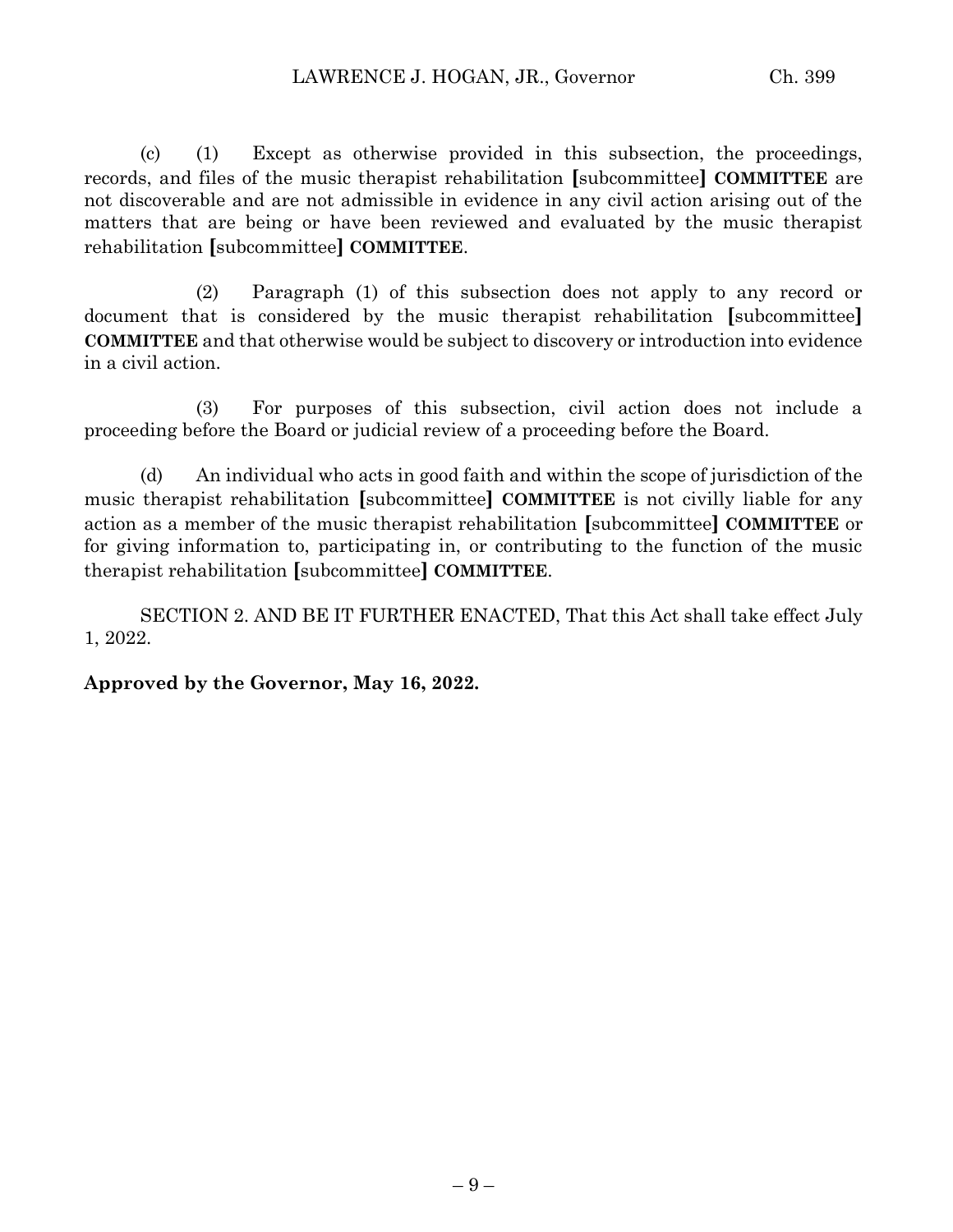(c) (1) Except as otherwise provided in this subsection, the proceedings, records, and files of the music therapist rehabilitation [subcommittee] **COMMITTEE** are not discoverable and are not admissible in evidence in any civil action arising out of the matters that are being or have been reviewed and evaluated by the music therapist rehabilitation [subcommittee] **COMMITTEE**.

(2) Paragraph (1) of this subsection does not apply to any record or document that is considered by the music therapist rehabilitation [subcommittee] **COMMITTEE** and that otherwise would be subject to discovery or introduction into evidence in a civil action.

(3) For purposes of this subsection, civil action does not include a proceeding before the Board or judicial review of a proceeding before the Board.

(d) An individual who acts in good faith and within the scope of jurisdiction of the music therapist rehabilitation [subcommittee] **COMMITTEE** is not civilly liable for any action as a member of the music therapist rehabilitation [subcommittee] **COMMITTEE** or for giving information to, participating in, or contributing to the function of the music therapist rehabilitation [subcommittee] **COMMITTEE**.

SECTION 2. AND BE IT FURTHER ENACTED, That this Act shall take effect July 1, 2022.

**Approved by the Governor, May 16, 2022.**